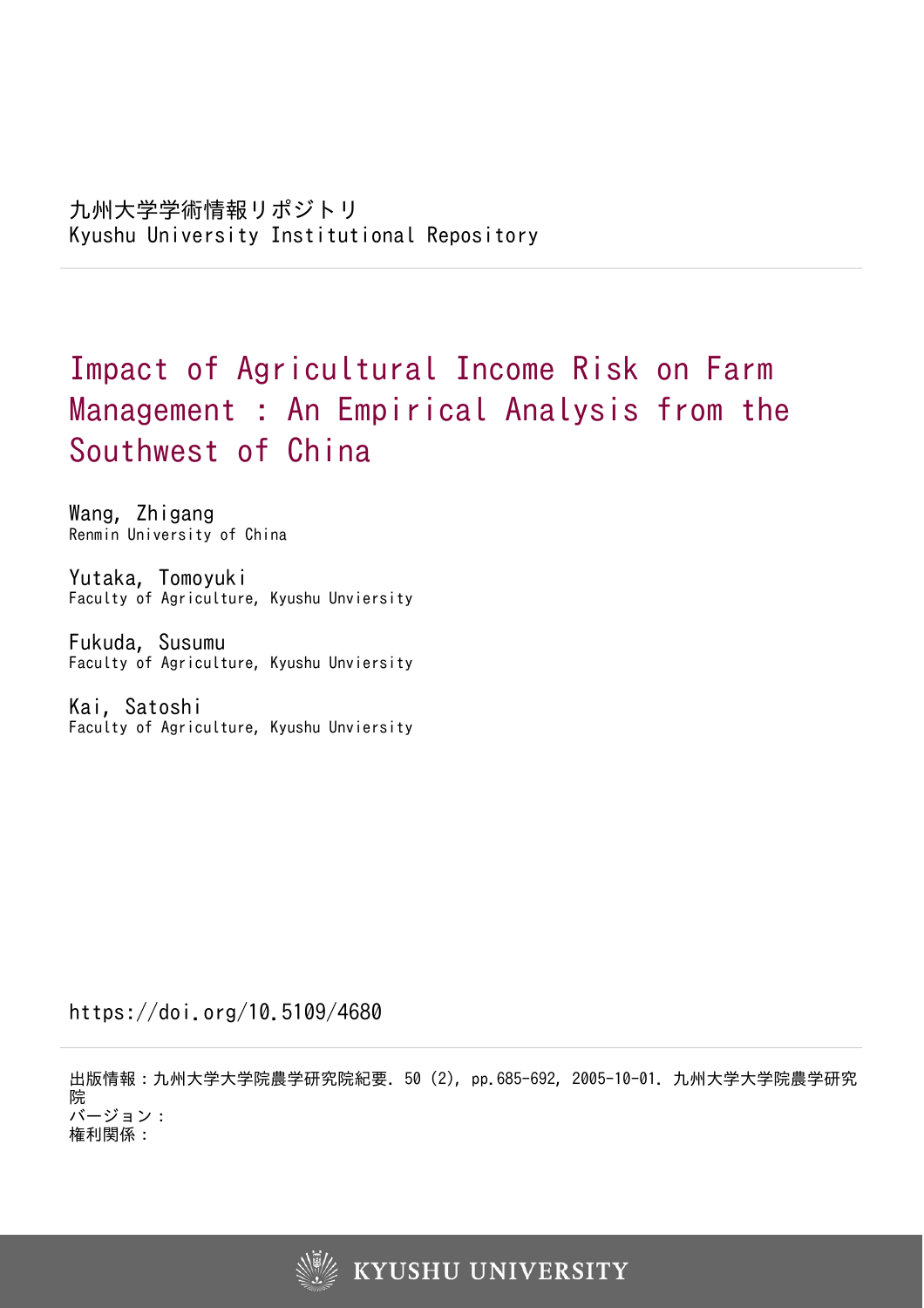九州大学学術情報リポジトリ
Kyushu University Institutional Repository

# Impact of Agricultural Income Risk on Farm Management : An Empirical Analysis from the Southwest of China

Wang, Zhigang
Renmin University of China

Yutaka, Tomoyuki
Faculty of Agriculture, Kyushu Unviersity

Fukuda, Susumu
Faculty of Agriculture, Kyushu Unviersity

Kai, Satoshi
Faculty of Agriculture, Kyushu Unviersity

https://doi.org/10.5109/4680

出版情報：九州大学大学院農学研究院紀要. 50 (2), pp.685-692, 2005-10-01. 九州大学大学院農学研究院
バージョン：
権利関係：

KYUSHU UNIVERSITY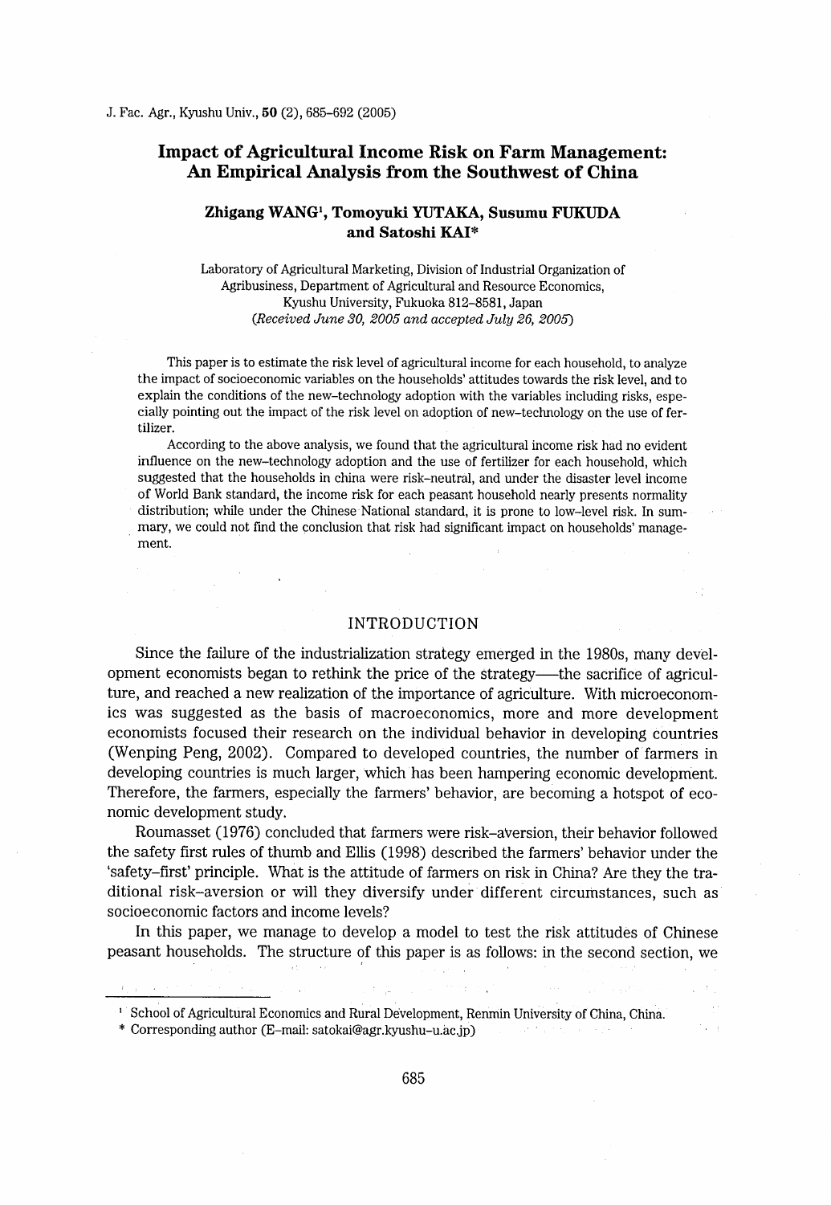# Impact of Agricultural Income Risk on Farm Management: An Empirical Analysis from the Southwest of China

**Zhigang WANG[1], Tomoyuki YUTAKA, Susumu FUKUDA and Satoshi KAI***

Laboratory of Agricultural Marketing, Division of Industrial Organization of Agribusiness, Department of Agricultural and Resource Economics, Kyushu University, Fukuoka 812–8581, Japan
*(Received June 30, 2005 and accepted July 26, 2005)*

This paper is to estimate the risk level of agricultural income for each household, to analyze the impact of socioeconomic variables on the households' attitudes towards the risk level, and to explain the conditions of the new–technology adoption with the variables including risks, especially pointing out the impact of the risk level on adoption of new–technology on the use of fertilizer.

According to the above analysis, we found that the agricultural income risk had no evident influence on the new–technology adoption and the use of fertilizer for each household, which suggested that the households in china were risk–neutral, and under the disaster level income of World Bank standard, the income risk for each peasant household nearly presents normality distribution; while under the Chinese National standard, it is prone to low–level risk. In summary, we could not find the conclusion that risk had significant impact on households' management.

## INTRODUCTION

Since the failure of the industrialization strategy emerged in the 1980s, many development economists began to rethink the price of the strategy—the sacrifice of agriculture, and reached a new realization of the importance of agriculture. With microeconomics was suggested as the basis of macroeconomics, more and more development economists focused their research on the individual behavior in developing countries (Wenping Peng, 2002). Compared to developed countries, the number of farmers in developing countries is much larger, which has been hampering economic development. Therefore, the farmers, especially the farmers' behavior, are becoming a hotspot of economic development study.

Roumasset (1976) concluded that farmers were risk–aversion, their behavior followed the safety first rules of thumb and Ellis (1998) described the farmers' behavior under the 'safety–first' principle. What is the attitude of farmers on risk in China? Are they the traditional risk–aversion or will they diversify under different circumstances, such as socioeconomic factors and income levels?

In this paper, we manage to develop a model to test the risk attitudes of Chinese peasant households. The structure of this paper is as follows: in the second section, we

---

[1] School of Agricultural Economics and Rural Development, Renmin University of China, China.

\* Corresponding author (E–mail: satokai@agr.kyushu-u.ac.jp)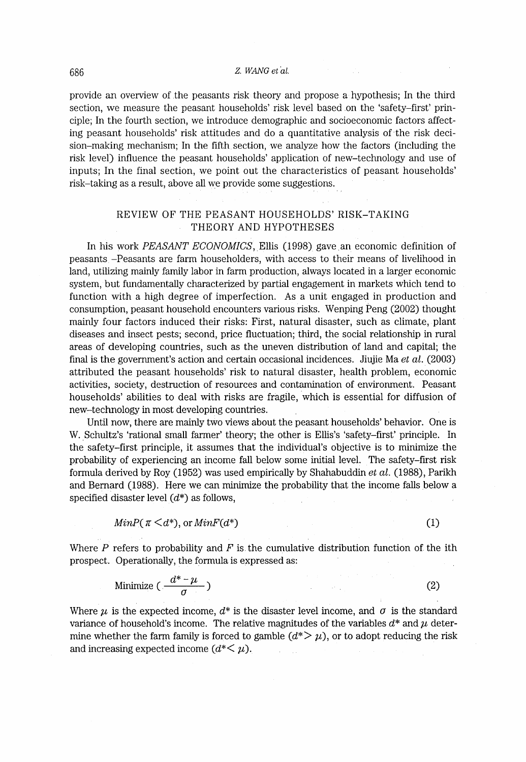provide an overview of the peasants risk theory and propose a hypothesis; In the third section, we measure the peasant households' risk level based on the 'safety–first' principle; In the fourth section, we introduce demographic and socioeconomic factors affecting peasant households' risk attitudes and do a quantitative analysis of the risk decision–making mechanism; In the fifth section, we analyze how the factors (including the risk level) influence the peasant households' application of new–technology and use of inputs; In the final section, we point out the characteristics of peasant households' risk–taking as a result, above all we provide some suggestions.

## REVIEW OF THE PEASANT HOUSEHOLDS' RISK-TAKING THEORY AND HYPOTHESES

In his work *PEASANT ECONOMICS*, Ellis (1998) gave an economic definition of peasants –Peasants are farm householders, with access to their means of livelihood in land, utilizing mainly family labor in farm production, always located in a larger economic system, but fundamentally characterized by partial engagement in markets which tend to function with a high degree of imperfection. As a unit engaged in production and consumption, peasant household encounters various risks. Wenping Peng (2002) thought mainly four factors induced their risks: First, natural disaster, such as climate, plant diseases and insect pests; second, price fluctuation; third, the social relationship in rural areas of developing countries, such as the uneven distribution of land and capital; the final is the government's action and certain occasional incidences. Jiujie Ma *et al.* (2003) attributed the peasant households' risk to natural disaster, health problem, economic activities, society, destruction of resources and contamination of environment. Peasant households' abilities to deal with risks are fragile, which is essential for diffusion of new–technology in most developing countries.

Until now, there are mainly two views about the peasant households' behavior. One is W. Schultz's 'rational small farmer' theory; the other is Ellis's 'safety–first' principle. In the safety–first principle, it assumes that the individual's objective is to minimize the probability of experiencing an income fall below some initial level. The safety–first risk formula derived by Roy (1952) was used empirically by Shahabuddin *et al.* (1988), Parikh and Bernard (1988). Here we can minimize the probability that the income falls below a specified disaster level ($d^*$) as follows,

$$MinP(\pi < d^*), \text{ or } MinF(d^*) \tag{1}$$

Where $P$ refers to probability and $F$ is the cumulative distribution function of the ith prospect. Operationally, the formula is expressed as:

$$\text{Minimize } \left(\frac{d^* - \mu}{\sigma}\right) \tag{2}$$

Where $\mu$ is the expected income, $d^*$ is the disaster level income, and $\sigma$ is the standard variance of household's income. The relative magnitudes of the variables $d^*$ and $\mu$ determine whether the farm family is forced to gamble ($d^* > \mu$), or to adopt reducing the risk and increasing expected income ($d^* < \mu$).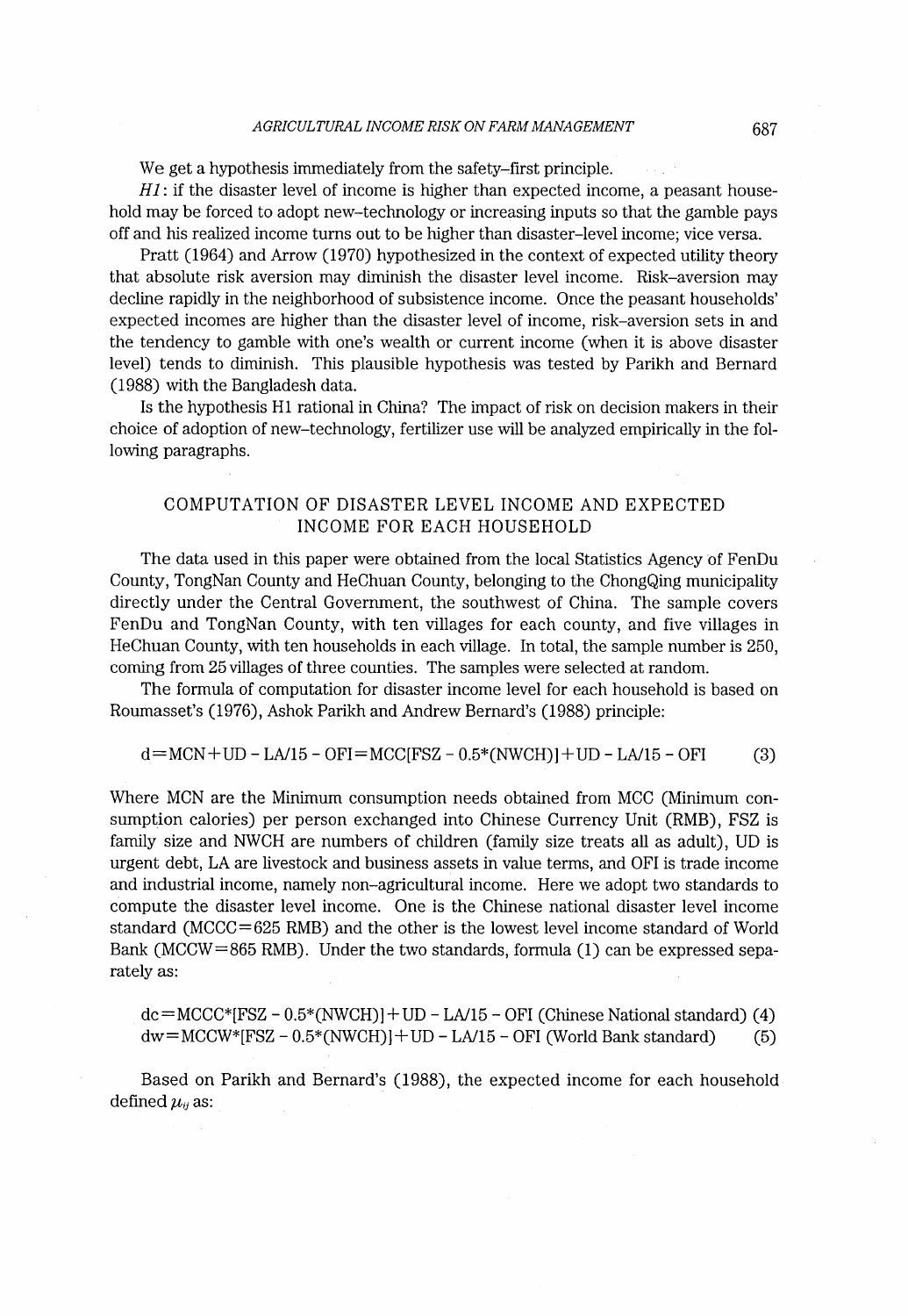We get a hypothesis immediately from the safety–first principle.

*H1*: if the disaster level of income is higher than expected income, a peasant household may be forced to adopt new–technology or increasing inputs so that the gamble pays off and his realized income turns out to be higher than disaster–level income; vice versa.

Pratt (1964) and Arrow (1970) hypothesized in the context of expected utility theory that absolute risk aversion may diminish the disaster level income. Risk–aversion may decline rapidly in the neighborhood of subsistence income. Once the peasant households' expected incomes are higher than the disaster level of income, risk–aversion sets in and the tendency to gamble with one's wealth or current income (when it is above disaster level) tends to diminish. This plausible hypothesis was tested by Parikh and Bernard (1988) with the Bangladesh data.

Is the hypothesis H1 rational in China? The impact of risk on decision makers in their choice of adoption of new–technology, fertilizer use will be analyzed empirically in the following paragraphs.

## COMPUTATION OF DISASTER LEVEL INCOME AND EXPECTED INCOME FOR EACH HOUSEHOLD

The data used in this paper were obtained from the local Statistics Agency of FenDu County, TongNan County and HeChuan County, belonging to the ChongQing municipality directly under the Central Government, the southwest of China. The sample covers FenDu and TongNan County, with ten villages for each county, and five villages in HeChuan County, with ten households in each village. In total, the sample number is 250, coming from 25 villages of three counties. The samples were selected at random.

The formula of computation for disaster income level for each household is based on Roumasset's (1976), Ashok Parikh and Andrew Bernard's (1988) principle:

$$d = MCN + UD - LA/15 - OFI = MCC[FSZ - 0.5*(NWCH)] + UD - LA/15 - OFI \quad (3)$$

Where MCN are the Minimum consumption needs obtained from MCC (Minimum consumption calories) per person exchanged into Chinese Currency Unit (RMB), FSZ is family size and NWCH are numbers of children (family size treats all as adult), UD is urgent debt, LA are livestock and business assets in value terms, and OFI is trade income and industrial income, namely non–agricultural income. Here we adopt two standards to compute the disaster level income. One is the Chinese national disaster level income standard (MCCC=625 RMB) and the other is the lowest level income standard of World Bank (MCCW=865 RMB). Under the two standards, formula (1) can be expressed separately as:

$$dc = MCCC*[FSZ - 0.5*(NWCH)] + UD - LA/15 - OFI \text{ (Chinese National standard)} \quad (4)$$

$$dw = MCCW*[FSZ - 0.5*(NWCH)] + UD - LA/15 - OFI \text{ (World Bank standard)} \quad (5)$$

Based on Parikh and Bernard's (1988), the expected income for each household defined $\mu_{ij}$ as: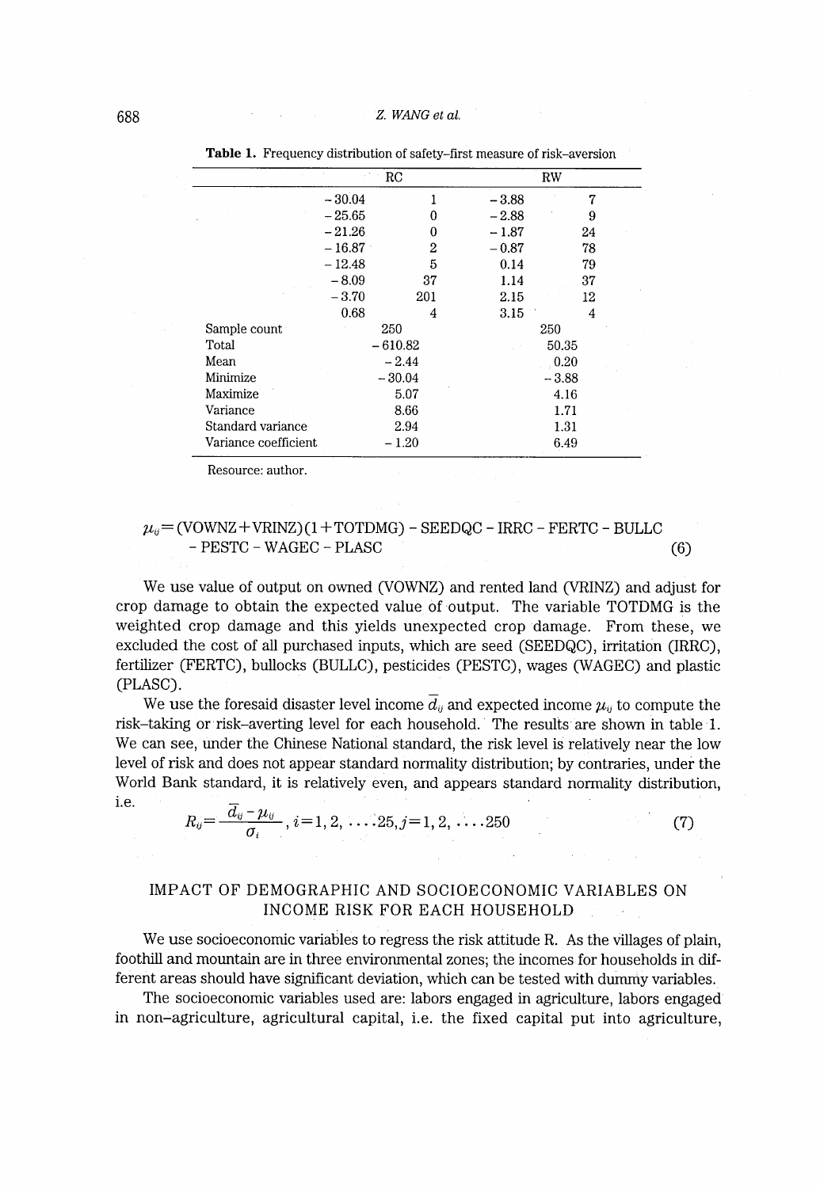**Table 1.** Frequency distribution of safety-first measure of risk-aversion

| | RC | | RW | |
|---|---|---|---|---|
| | −30.04 | 1 | −3.88 | 7 |
| | −25.65 | 0 | −2.88 | 9 |
| | −21.26 | 0 | −1.87 | 24 |
| | −16.87 | 2 | −0.87 | 78 |
| | −12.48 | 5 | 0.14 | 79 |
| | −8.09 | 37 | 1.14 | 37 |
| | −3.70 | 201 | 2.15 | 12 |
| | 0.68 | 4 | 3.15 | 4 |
| Sample count | 250 | | 250 | |
| Total | −610.82 | | 50.35 | |
| Mean | −2.44 | | 0.20 | |
| Minimize | −30.04 | | −3.88 | |
| Maximize | 5.07 | | 4.16 | |
| Variance | 8.66 | | 1.71 | |
| Standard variance | 2.94 | | 1.31 | |
| Variance coefficient | −1.20 | | 6.49 | |

Resource: author.

$$\mu_{ij} = (\text{VOWNZ}+\text{VRINZ})(1+\text{TOTDMG}) - \text{SEEDQC} - \text{IRRC} - \text{FERTC} - \text{BULLC} - \text{PESTC} - \text{WAGEC} - \text{PLASC} \quad (6)$$

We use value of output on owned (VOWNZ) and rented land (VRINZ) and adjust for crop damage to obtain the expected value of output. The variable TOTDMG is the weighted crop damage and this yields unexpected crop damage. From these, we excluded the cost of all purchased inputs, which are seed (SEEDQC), irritation (IRRC), fertilizer (FERTC), bullocks (BULLC), pesticides (PESTC), wages (WAGEC) and plastic (PLASC).

We use the foresaid disaster level income $\bar{d}_{ij}$ and expected income $\mu_{ij}$ to compute the risk-taking or risk-averting level for each household. The results are shown in table 1. We can see, under the Chinese National standard, the risk level is relatively near the low level of risk and does not appear standard normality distribution; by contraries, under the World Bank standard, it is relatively even, and appears standard normality distribution, i.e.

$$R_{ij} = \frac{\bar{d}_{ij} - \mu_{ij}}{\sigma_i}, \; i=1, 2, \ldots 25, j=1, 2, \ldots 250 \quad (7)$$

## IMPACT OF DEMOGRAPHIC AND SOCIOECONOMIC VARIABLES ON INCOME RISK FOR EACH HOUSEHOLD

We use socioeconomic variables to regress the risk attitude R. As the villages of plain, foothill and mountain are in three environmental zones; the incomes for households in different areas should have significant deviation, which can be tested with dummy variables.

The socioeconomic variables used are: labors engaged in agriculture, labors engaged in non-agriculture, agricultural capital, i.e. the fixed capital put into agriculture,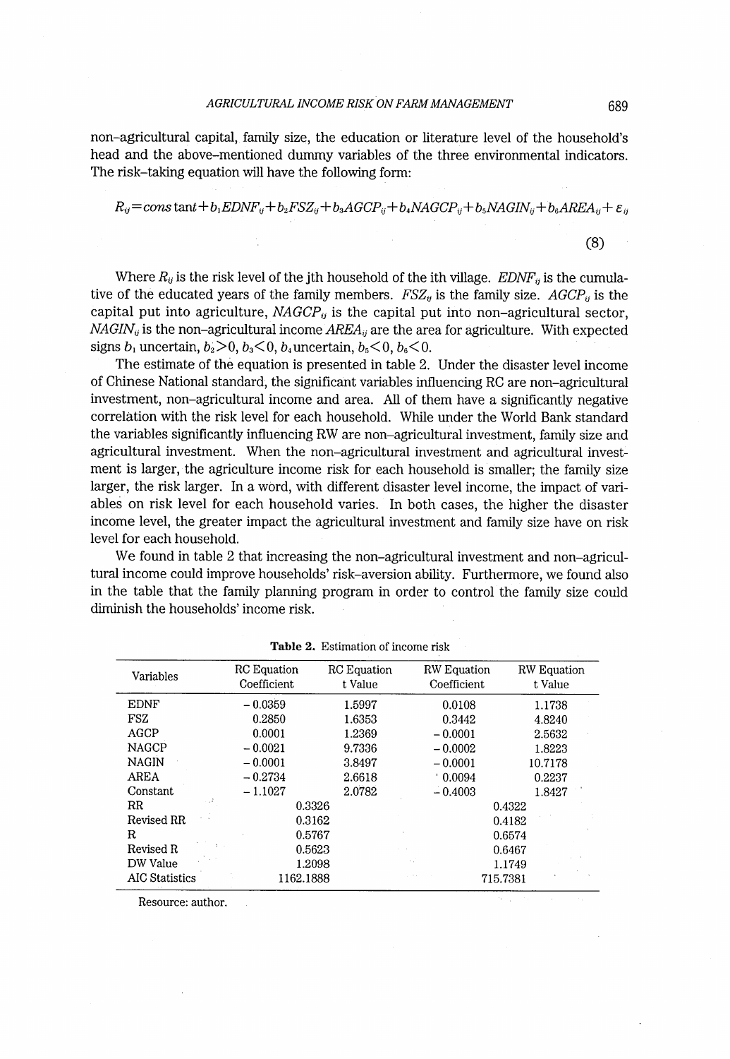non-agricultural capital, family size, the education or literature level of the household's head and the above-mentioned dummy variables of the three environmental indicators. The risk-taking equation will have the following form:

$$R_{ij} = \text{constant} + b_1 EDNF_{ij} + b_2 FSZ_{ij} + b_3 AGCP_{ij} + b_4 NAGCP_{ij} + b_5 NAGIN_{ij} + b_6 AREA_{ij} + \varepsilon_{ij} \tag{8}$$

Where $R_{ij}$ is the risk level of the jth household of the ith village. $EDNF_{ij}$ is the cumulative of the educated years of the family members. $FSZ_{ij}$ is the family size. $AGCP_{ij}$ is the capital put into agriculture, $NAGCP_{ij}$ is the capital put into non-agricultural sector, $NAGIN_{ij}$ is the non-agricultural income $AREA_{ij}$ are the area for agriculture. With expected signs $b_1$ uncertain, $b_2 > 0$, $b_3 < 0$, $b_4$ uncertain, $b_5 < 0$, $b_6 < 0$.

The estimate of the equation is presented in table 2. Under the disaster level income of Chinese National standard, the significant variables influencing RC are non-agricultural investment, non-agricultural income and area. All of them have a significantly negative correlation with the risk level for each household. While under the World Bank standard the variables significantly influencing RW are non-agricultural investment, family size and agricultural investment. When the non-agricultural investment and agricultural investment is larger, the agriculture income risk for each household is smaller; the family size larger, the risk larger. In a word, with different disaster level income, the impact of variables on risk level for each household varies. In both cases, the higher the disaster income level, the greater impact the agricultural investment and family size have on risk level for each household.

We found in table 2 that increasing the non-agricultural investment and non-agricultural income could improve households' risk-aversion ability. Furthermore, we found also in the table that the family planning program in order to control the family size could diminish the households' income risk.

**Table 2.** Estimation of income risk

| Variables | RC Equation Coefficient | RC Equation t Value | RW Equation Coefficient | RW Equation t Value |
|---|---|---|---|---|
| EDNF | − 0.0359 | 1.5997 | 0.0108 | 1.1738 |
| FSZ | 0.2850 | 1.6353 | 0.3442 | 4.8240 |
| AGCP | 0.0001 | 1.2369 | − 0.0001 | 2.5632 |
| NAGCP | − 0.0021 | 9.7336 | − 0.0002 | 1.8223 |
| NAGIN | − 0.0001 | 3.8497 | − 0.0001 | 10.7178 |
| AREA | − 0.2734 | 2.6618 | 0.0094 | 0.2237 |
| Constant | − 1.1027 | 2.0782 | − 0.4003 | 1.8427 |
| RR | 0.3326 | | 0.4322 | |
| Revised RR | 0.3162 | | 0.4182 | |
| R | 0.5767 | | 0.6574 | |
| Revised R | 0.5623 | | 0.6467 | |
| DW Value | 1.2098 | | 1.1749 | |
| AIC Statistics | 1162.1888 | | 715.7381 | |

Resource: author.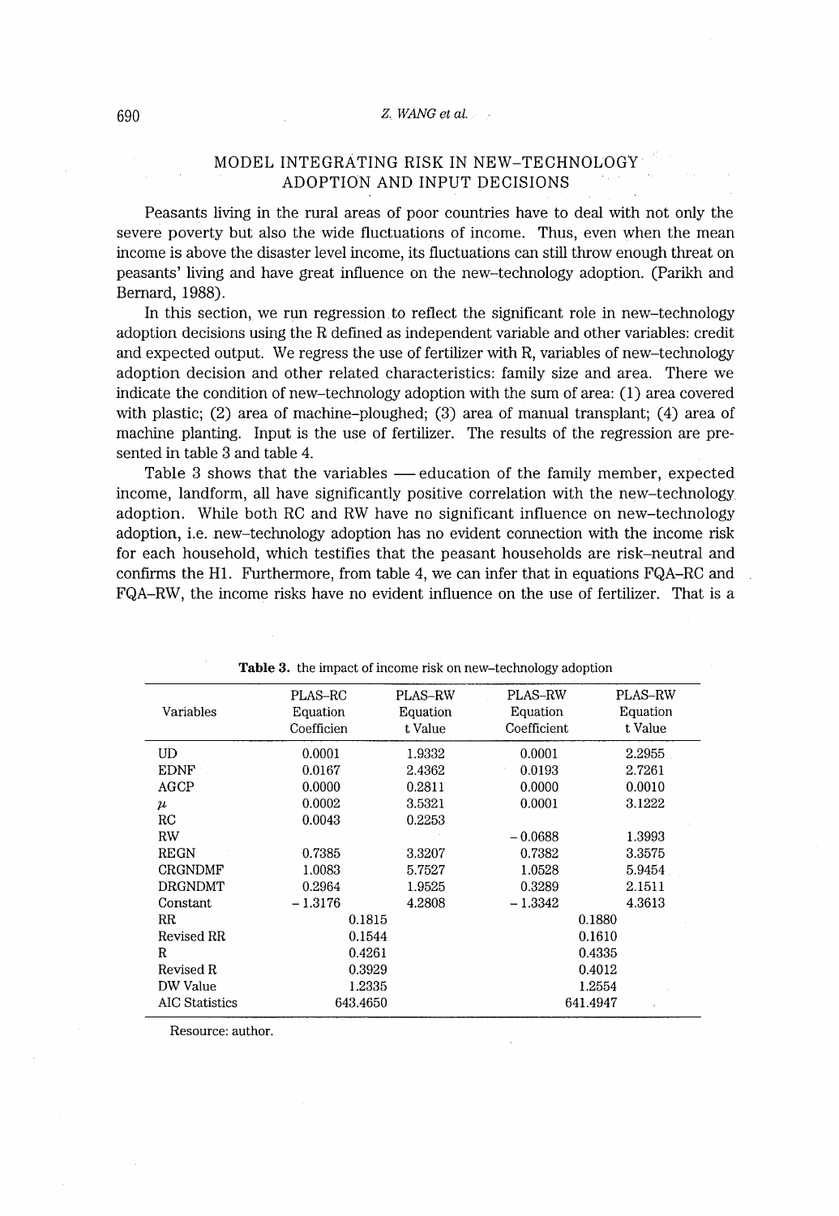## MODEL INTEGRATING RISK IN NEW-TECHNOLOGY ADOPTION AND INPUT DECISIONS

Peasants living in the rural areas of poor countries have to deal with not only the severe poverty but also the wide fluctuations of income. Thus, even when the mean income is above the disaster level income, its fluctuations can still throw enough threat on peasants' living and have great influence on the new-technology adoption. (Parikh and Bernard, 1988).

In this section, we run regression to reflect the significant role in new-technology adoption decisions using the R defined as independent variable and other variables: credit and expected output. We regress the use of fertilizer with R, variables of new-technology adoption decision and other related characteristics: family size and area. There we indicate the condition of new-technology adoption with the sum of area: (1) area covered with plastic; (2) area of machine-ploughed; (3) area of manual transplant; (4) area of machine planting. Input is the use of fertilizer. The results of the regression are presented in table 3 and table 4.

Table 3 shows that the variables — education of the family member, expected income, landform, all have significantly positive correlation with the new-technology adoption. While both RC and RW have no significant influence on new-technology adoption, i.e. new-technology adoption has no evident connection with the income risk for each household, which testifies that the peasant households are risk-neutral and confirms the H1. Furthermore, from table 4, we can infer that in equations FQA-RC and FQA-RW, the income risks have no evident influence on the use of fertilizer. That is a

**Table 3.** the impact of income risk on new-technology adoption

| Variables | PLAS-RC Equation Coefficien | PLAS-RW Equation t Value | PLAS-RW Equation Coefficient | PLAS-RW Equation t Value |
|---|---|---|---|---|
| UD | 0.0001 | 1.9332 | 0.0001 | 2.2955 |
| EDNF | 0.0167 | 2.4362 | 0.0193 | 2.7261 |
| AGCP | 0.0000 | 0.2811 | 0.0000 | 0.0010 |
| $\mu$ | 0.0002 | 3.5321 | 0.0001 | 3.1222 |
| RC | 0.0043 | 0.2253 | | |
| RW | | | $-0.0688$ | 1.3993 |
| REGN | 0.7385 | 3.3207 | 0.7382 | 3.3575 |
| CRGNDMF | 1.0083 | 5.7527 | 1.0528 | 5.9454 |
| DRGNDMT | 0.2964 | 1.9525 | 0.3289 | 2.1511 |
| Constant | $-1.3176$ | 4.2808 | $-1.3342$ | 4.3613 |
| RR | 0.1815 | | 0.1880 | |
| Revised RR | 0.1544 | | 0.1610 | |
| R | 0.4261 | | 0.4335 | |
| Revised R | 0.3929 | | 0.4012 | |
| DW Value | 1.2335 | | 1.2554 | |
| AIC Statistics | 643.4650 | | 641.4947 | |

Resource: author.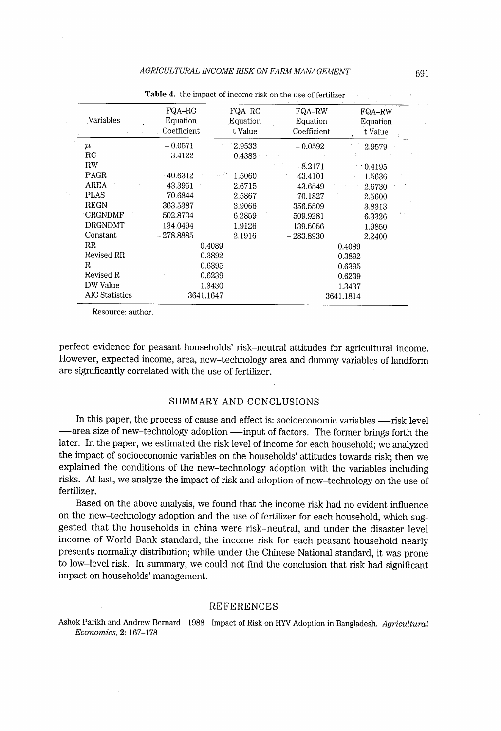**Table 4.** the impact of income risk on the use of fertilizer

| Variables | FQA–RC Equation Coefficient | FQA–RC Equation t Value | FQA–RW Equation Coefficient | FQA–RW Equation t Value |
|---|---|---|---|---|
| $\mu$ | – 0.0571 | 2.9533 | – 0.0592 | 2.9579 |
| RC | 3.4122 | 0.4383 | | |
| RW | | | – 8.2171 | 0.4195 |
| PAGR | 40.6312 | 1.5060 | 43.4101 | 1.5636 |
| AREA | 43.3951 | 2.6715 | 43.6549 | 2.6730 |
| PLAS | 70.6844 | 2.5867 | 70.1827 | 2.5600 |
| REGN | 363.5387 | 3.9066 | 356.5509 | 3.8313 |
| CRGNDMF | 502.8734 | 6.2859 | 509.9281 | 6.3326 |
| DRGNDMT | 134.0494 | 1.9126 | 139.5056 | 1.9850 |
| Constant | – 278.8885 | 2.1916 | – 283.8930 | 2.2400 |
| RR | 0.4089 | | 0.4089 | |
| Revised RR | 0.3892 | | 0.3892 | |
| R | 0.6395 | | 0.6395 | |
| Revised R | 0.6239 | | 0.6239 | |
| DW Value | 1.3430 | | 1.3437 | |
| AIC Statistics | 3641.1647 | | 3641.1814 | |

Resource: author.

perfect evidence for peasant households' risk–neutral attitudes for agricultural income. However, expected income, area, new–technology area and dummy variables of landform are significantly correlated with the use of fertilizer.

## SUMMARY AND CONCLUSIONS

In this paper, the process of cause and effect is: socioeconomic variables —risk level —area size of new–technology adoption —input of factors. The former brings forth the later. In the paper, we estimated the risk level of income for each household; we analyzed the impact of socioeconomic variables on the households' attitudes towards risk; then we explained the conditions of the new–technology adoption with the variables including risks. At last, we analyze the impact of risk and adoption of new–technology on the use of fertilizer.

Based on the above analysis, we found that the income risk had no evident influence on the new–technology adoption and the use of fertilizer for each household, which suggested that the households in china were risk–neutral, and under the disaster level income of World Bank standard, the income risk for each peasant household nearly presents normality distribution; while under the Chinese National standard, it was prone to low–level risk. In summary, we could not find the conclusion that risk had significant impact on households' management.

## REFERENCES

Ashok Parikh and Andrew Bernard 1988 Impact of Risk on HYV Adoption in Bangladesh. *Agricultural Economics*, **2**: 167–178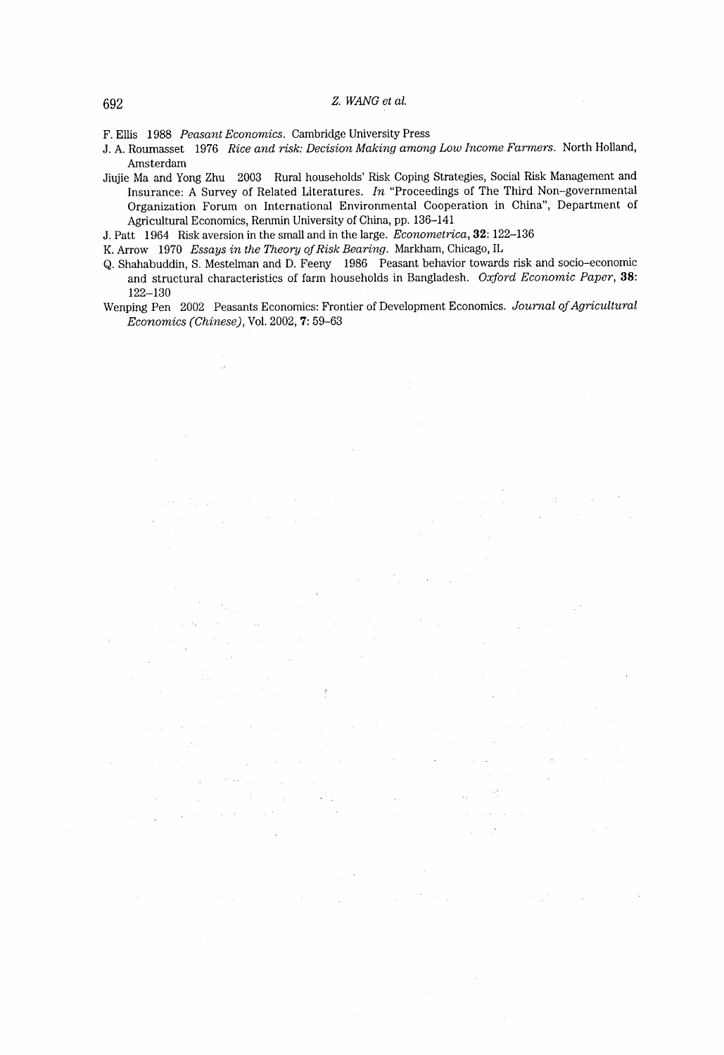F. Ellis 1988 *Peasant Economics*. Cambridge University Press

J. A. Roumasset 1976 *Rice and risk: Decision Making among Low Income Farmers*. North Holland, Amsterdam

Jiujie Ma and Yong Zhu 2003 Rural households' Risk Coping Strategies, Social Risk Management and Insurance: A Survey of Related Literatures. *In* "Proceedings of The Third Non-governmental Organization Forum on International Environmental Cooperation in China", Department of Agricultural Economics, Renmin University of China, pp. 136–141

J. Patt 1964 Risk aversion in the small and in the large. *Econometrica*, **32**: 122–136

K. Arrow 1970 *Essays in the Theory of Risk Bearing*. Markham, Chicago, IL

Q. Shahabuddin, S. Mestelman and D. Feeny 1986 Peasant behavior towards risk and socio-economic and structural characteristics of farm households in Bangladesh. *Oxford Economic Paper*, **38**: 122–130

Wenping Pen 2002 Peasants Economics: Frontier of Development Economics. *Journal of Agricultural Economics (Chinese)*, Vol. 2002, **7**: 59–63